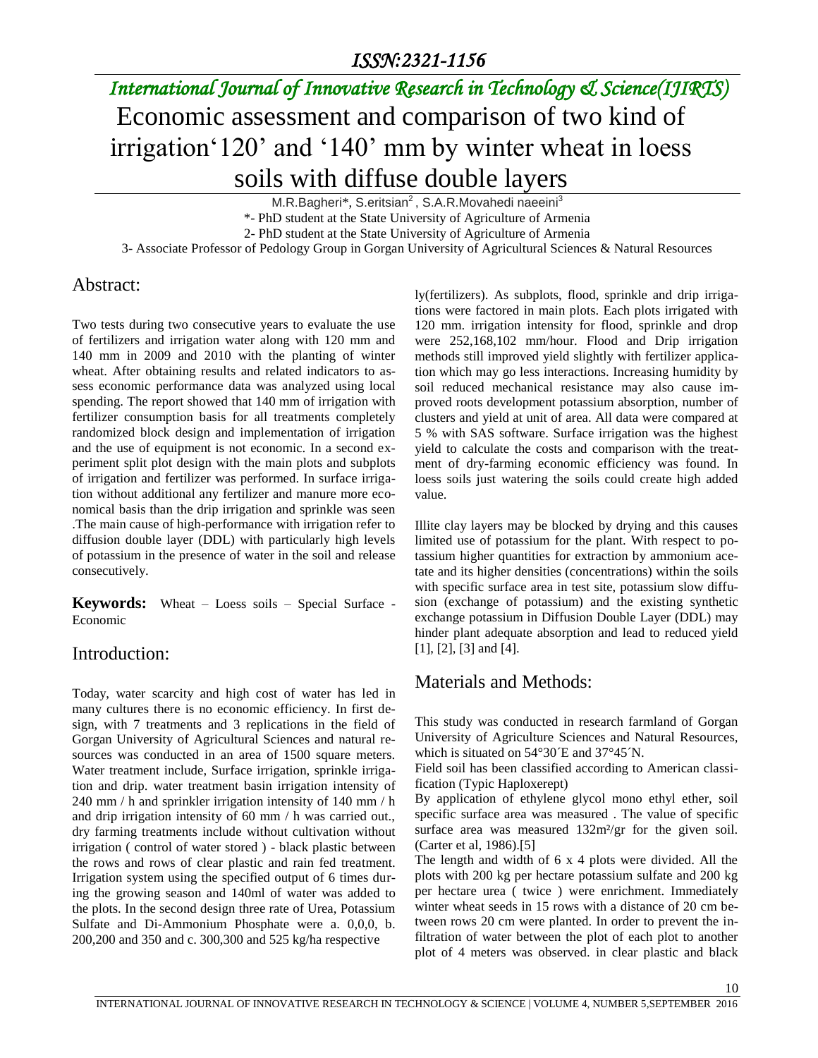*ISSN:2321-1156*

*International Journal of Innovative Research in Technology & Science(IJIRTS)*

# Economic assessment and comparison of two kind of irrigation'120' and '140' mm by winter wheat in loess soils with diffuse double layers

M.R.Bagheri*, S.eritsian[2], S.A.R.Movahedi naeeini[3]

*- PhD student at the State University of Agriculture of Armenia

2- PhD student at the State University of Agriculture of Armenia

3- Associate Professor of Pedology Group in Gorgan University of Agricultural Sciences & Natural Resources

## Abstract:

Two tests during two consecutive years to evaluate the use of fertilizers and irrigation water along with 120 mm and 140 mm in 2009 and 2010 with the planting of winter wheat. After obtaining results and related indicators to assess economic performance data was analyzed using local spending. The report showed that 140 mm of irrigation with fertilizer consumption basis for all treatments completely randomized block design and implementation of irrigation and the use of equipment is not economic. In a second experiment split plot design with the main plots and subplots of irrigation and fertilizer was performed. In surface irrigation without additional any fertilizer and manure more economical basis than the drip irrigation and sprinkle was seen .The main cause of high-performance with irrigation refer to diffusion double layer (DDL) with particularly high levels of potassium in the presence of water in the soil and release consecutively.

**Keywords:** Wheat – Loess soils – Special Surface - Economic

## Introduction:

Today, water scarcity and high cost of water has led in many cultures there is no economic efficiency. In first design, with 7 treatments and 3 replications in the field of Gorgan University of Agricultural Sciences and natural resources was conducted in an area of 1500 square meters. Water treatment include, Surface irrigation, sprinkle irrigation and drip. water treatment basin irrigation intensity of 240 mm / h and sprinkler irrigation intensity of 140 mm / h and drip irrigation intensity of 60 mm / h was carried out., dry farming treatments include without cultivation without irrigation ( control of water stored ) - black plastic between the rows and rows of clear plastic and rain fed treatment. Irrigation system using the specified output of 6 times during the growing season and 140ml of water was added to the plots. In the second design three rate of Urea, Potassium Sulfate and Di-Ammonium Phosphate were a. 0,0,0, b. 200,200 and 350 and c. 300,300 and 525 kg/ha respectively(fertilizers). As subplots, flood, sprinkle and drip irrigations were factored in main plots. Each plots irrigated with 120 mm. irrigation intensity for flood, sprinkle and drop were 252,168,102 mm/hour. Flood and Drip irrigation methods still improved yield slightly with fertilizer application which may go less interactions. Increasing humidity by soil reduced mechanical resistance may also cause improved roots development potassium absorption, number of clusters and yield at unit of area. All data were compared at 5 % with SAS software. Surface irrigation was the highest yield to calculate the costs and comparison with the treatment of dry-farming economic efficiency was found. In loess soils just watering the soils could create high added value.

Illite clay layers may be blocked by drying and this causes limited use of potassium for the plant. With respect to potassium higher quantities for extraction by ammonium acetate and its higher densities (concentrations) within the soils with specific surface area in test site, potassium slow diffusion (exchange of potassium) and the existing synthetic exchange potassium in Diffusion Double Layer (DDL) may hinder plant adequate absorption and lead to reduced yield [1], [2], [3] and [4].

## Materials and Methods:

This study was conducted in research farmland of Gorgan University of Agriculture Sciences and Natural Resources, which is situated on 54°30´E and 37°45´N.

Field soil has been classified according to American classification (Typic Haploxerept)

By application of ethylene glycol mono ethyl ether, soil specific surface area was measured . The value of specific surface area was measured 132m²/gr for the given soil. (Carter et al, 1986).[5]

The length and width of 6 x 4 plots were divided. All the plots with 200 kg per hectare potassium sulfate and 200 kg per hectare urea ( twice ) were enrichment. Immediately winter wheat seeds in 15 rows with a distance of 20 cm between rows 20 cm were planted. In order to prevent the infiltration of water between the plot of each plot to another plot of 4 meters was observed. in clear plastic and black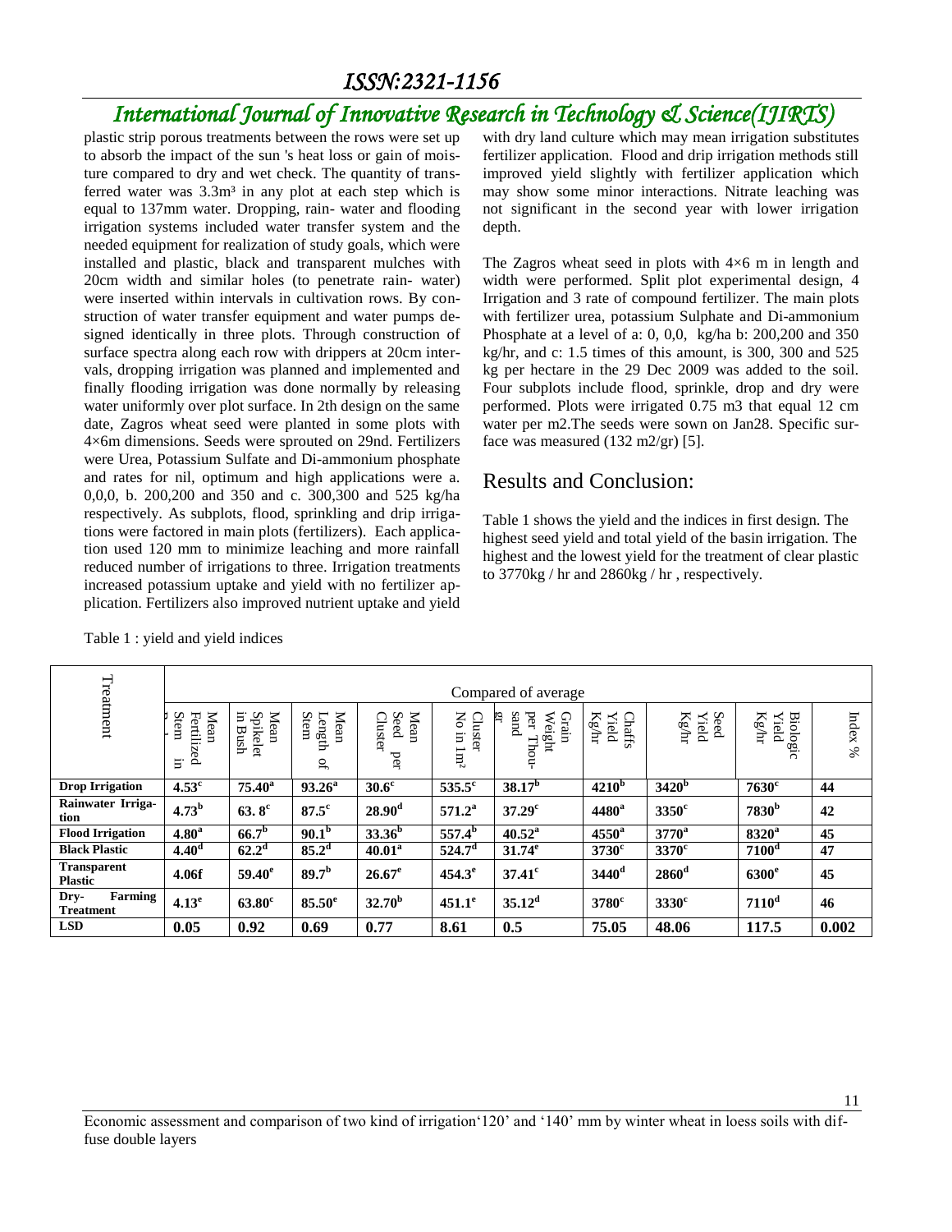plastic strip porous treatments between the rows were set up to absorb the impact of the sun 's heat loss or gain of moisture compared to dry and wet check. The quantity of transferred water was 3.3m³ in any plot at each step which is equal to 137mm water. Dropping, rain- water and flooding irrigation systems included water transfer system and the needed equipment for realization of study goals, which were installed and plastic, black and transparent mulches with 20cm width and similar holes (to penetrate rain- water) were inserted within intervals in cultivation rows. By construction of water transfer equipment and water pumps designed identically in three plots. Through construction of surface spectra along each row with drippers at 20cm intervals, dropping irrigation was planned and implemented and finally flooding irrigation was done normally by releasing water uniformly over plot surface. In 2th design on the same date, Zagros wheat seed were planted in some plots with 4×6m dimensions. Seeds were sprouted on 29nd. Fertilizers were Urea, Potassium Sulfate and Di-ammonium phosphate and rates for nil, optimum and high applications were a. 0,0,0, b. 200,200 and 350 and c. 300,300 and 525 kg/ha respectively. As subplots, flood, sprinkling and drip irrigations were factored in main plots (fertilizers). Each application used 120 mm to minimize leaching and more rainfall reduced number of irrigations to three. Irrigation treatments increased potassium uptake and yield with no fertilizer application. Fertilizers also improved nutrient uptake and yield with dry land culture which may mean irrigation substitutes fertilizer application. Flood and drip irrigation methods still improved yield slightly with fertilizer application which may show some minor interactions. Nitrate leaching was not significant in the second year with lower irrigation depth.

The Zagros wheat seed in plots with 4×6 m in length and width were performed. Split plot experimental design, 4 Irrigation and 3 rate of compound fertilizer. The main plots with fertilizer urea, potassium Sulphate and Di-ammonium Phosphate at a level of a: 0, 0,0, kg/ha b: 200,200 and 350 kg/hr, and c: 1.5 times of this amount, is 300, 300 and 525 kg per hectare in the 29 Dec 2009 was added to the soil. Four subplots include flood, sprinkle, drop and dry were performed. Plots were irrigated 0.75 m3 that equal 12 cm water per m2.The seeds were sown on Jan28. Specific surface was measured (132 m2/gr) [5].

## Results and Conclusion:

Table 1 shows the yield and the indices in first design. The highest seed yield and total yield of the basin irrigation. The highest and the lowest yield for the treatment of clear plastic to 3770kg / hr and 2860kg / hr , respectively.

Table 1 : yield and yield indices

| Treatment | Compared of average | | | | | | | | | |
|---|---|---|---|---|---|---|---|---|---|---|
| | Mean Fertilized Stem in | Mean Spikelet in Bush | Mean Length of Stem | Mean Seed per Cluster | Cluster No in 1m² | Grain Weight per Thousand gr | Chaffs Yield Kg/hr | Seed Yield Kg/hr | Biologic Yield Kg/hr | Index % |
| **Drop Irrigation** | **4.53$^{c}$** | **75.40$^{a}$** | **93.26$^{a}$** | **30.6$^{c}$** | **535.5$^{c}$** | **38.17$^{b}$** | **4210$^{b}$** | **3420$^{b}$** | **7630$^{c}$** | **44** |
| **Rainwater Irrigation** | **4.73$^{b}$** | **63. 8$^{c}$** | **87.5$^{c}$** | **28.90$^{d}$** | **571.2$^{a}$** | **37.29$^{c}$** | **4480$^{a}$** | **3350$^{c}$** | **7830$^{b}$** | **42** |
| **Flood Irrigation** | **4.80$^{a}$** | **66.7$^{b}$** | **90.1$^{b}$** | **33.36$^{b}$** | **557.4$^{b}$** | **40.52$^{a}$** | **4550$^{a}$** | **3770$^{a}$** | **8320$^{a}$** | **45** |
| **Black Plastic** | **4.40$^{d}$** | **62.2$^{d}$** | **85.2$^{d}$** | **40.01$^{a}$** | **524.7$^{d}$** | **31.74$^{e}$** | **3730$^{c}$** | **3370$^{c}$** | **7100$^{d}$** | **47** |
| **Transparent Plastic** | **4.06f** | **59.40$^{e}$** | **89.7$^{b}$** | **26.67$^{e}$** | **454.3$^{e}$** | **37.41$^{c}$** | **3440$^{d}$** | **2860$^{d}$** | **6300$^{e}$** | **45** |
| **Dry- Farming Treatment** | **4.13$^{e}$** | **63.80$^{c}$** | **85.50$^{e}$** | **32.70$^{b}$** | **451.1$^{e}$** | **35.12$^{d}$** | **3780$^{c}$** | **3330$^{c}$** | **7110$^{d}$** | **46** |
| **LSD** | **0.05** | **0.92** | **0.69** | **0.77** | **8.61** | **0.5** | **75.05** | **48.06** | **117.5** | **0.002** |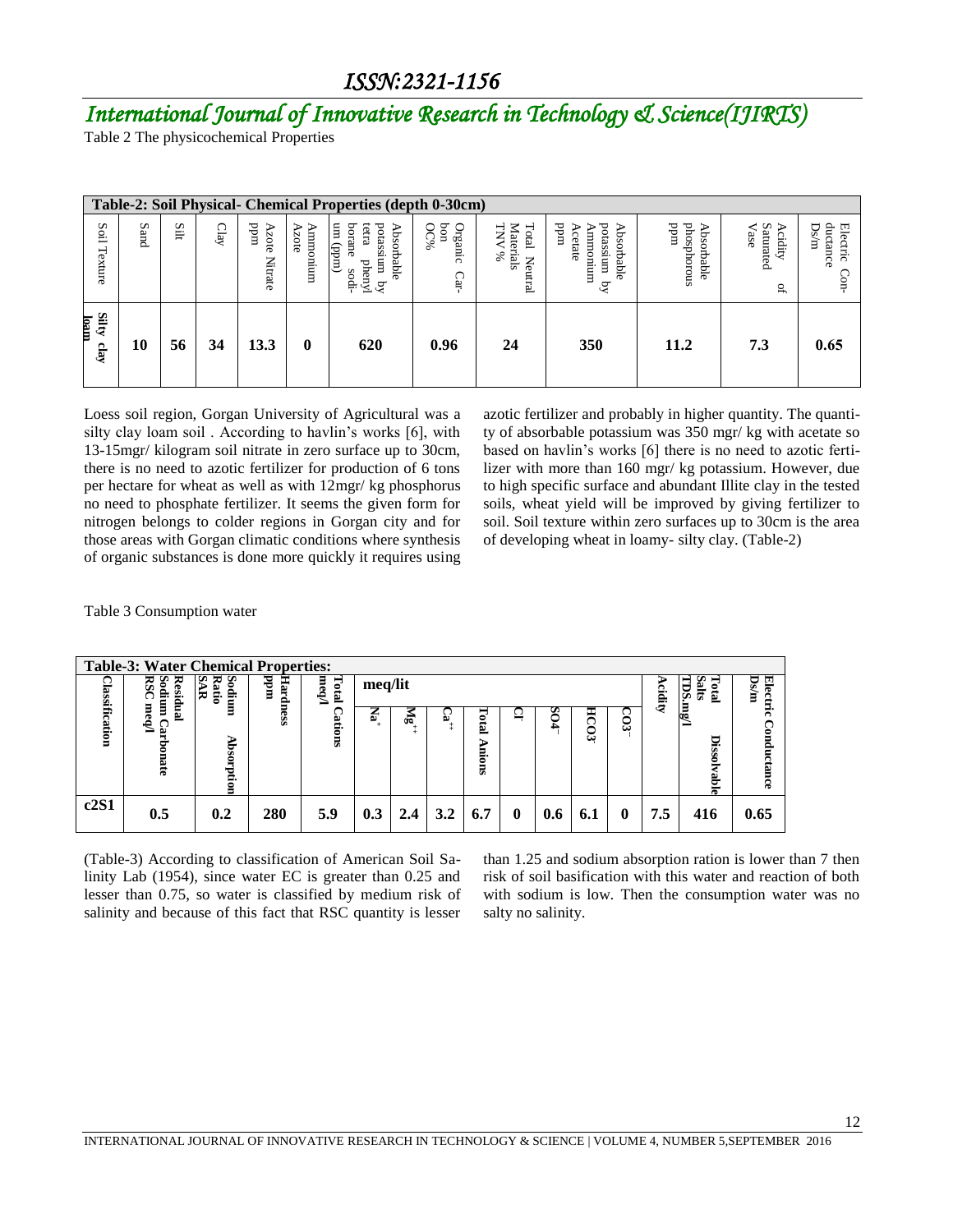Table 2 The physicochemical Properties

| Table-2: Soil Physical- Chemical Properties (depth 0-30cm) | | | | | | | | | | | | |
|---|---|---|---|---|---|---|---|---|---|---|---|---|
| Soil Texture | Sand | Silt | Clay | Azote Nitrate ppm | Ammonium Azote | Absorbable potassium by tetra phenyl borane sodium (ppm) | Organic Carbon OC% | Total Neutral Materials TNV % | Absorbable potassium by Ammonium Acetate ppm | Absorbable phosphorous ppm | Acidity of Saturated Vase | Electric Conductance Ds/m |
| Silty clay loam | 10 | 56 | 34 | 13.3 | 0 | 620 | 0.96 | 24 | 350 | 11.2 | 7.3 | 0.65 |

Loess soil region, Gorgan University of Agricultural was a silty clay loam soil . According to havlin's works [6], with 13-15mgr/ kilogram soil nitrate in zero surface up to 30cm, there is no need to azotic fertilizer for production of 6 tons per hectare for wheat as well as with 12mgr/ kg phosphorus no need to phosphate fertilizer. It seems the given form for nitrogen belongs to colder regions in Gorgan city and for those areas with Gorgan climatic conditions where synthesis of organic substances is done more quickly it requires using azotic fertilizer and probably in higher quantity. The quantity of absorbable potassium was 350 mgr/ kg with acetate so based on havlin's works [6] there is no need to azotic fertilizer with more than 160 mgr/ kg potassium. However, due to high specific surface and abundant Illite clay in the tested soils, wheat yield will be improved by giving fertilizer to soil. Soil texture within zero surfaces up to 30cm is the area of developing wheat in loamy- silty clay. (Table-2)

Table 3 Consumption water

| Table-3: Water Chemical Properties: | | | | | | | | | | | | | | | |
|---|---|---|---|---|---|---|---|---|---|---|---|---|---|---|---|
| Classification | Residual Sodium Carbonate RSC meq/l | Sodium Absorption Ratio SAR | Hardness ppm | Total Cations meq/l | meq/lit | | | | | | | | Acidity | Total Dissolvable Salts TDS,mg/l | Electric Conductance Ds/m |
| | | | | | $Na^+$ | $Mg^{++}$ | $Ca^{++}$ | Total Anions | Cl | $SO4^-$ | $HCO3^-$ | $CO3^-$ | | | |
| c2S1 | 0.5 | 0.2 | 280 | 5.9 | 0.3 | 2.4 | 3.2 | 6.7 | 0 | 0.6 | 6.1 | 0 | 7.5 | 416 | 0.65 |

(Table-3) According to classification of American Soil Salinity Lab (1954), since water EC is greater than 0.25 and lesser than 0.75, so water is classified by medium risk of salinity and because of this fact that RSC quantity is lesser than 1.25 and sodium absorption ration is lower than 7 then risk of soil basification with this water and reaction of both with sodium is low. Then the consumption water was no salty no salinity.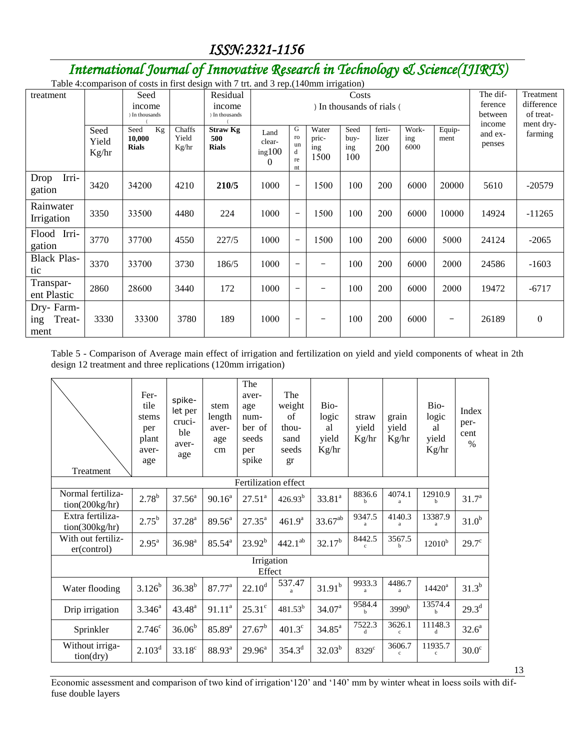Table 4:comparison of costs in first design with 7 trt. and 3 rep.(140mm irrigation)

| treatment | | Seed income ) In thousands ( | | Residual income ) In thousands ( | Costs ) In thousands of rials ( | | | | | | | The difference between income and expenses | Treatment difference of treatment dry-farming |
|---|---|---|---|---|---|---|---|---|---|---|---|---|---|
| | Seed Yield Kg/hr | Seed Kg 10,000 Rials | Chaffs Yield Kg/hr | Straw Kg 500 Rials | Land clearing 1000 | Ground rent | Water pricing 1500 | Seed buying 100 | fertilizer 200 | Working 6000 | Equipment | | |
| Drop Irrigation | 3420 | 34200 | 4210 | 210/5 | 1000 | − | 1500 | 100 | 200 | 6000 | 20000 | 5610 | -20579 |
| Rainwater Irrigation | 3350 | 33500 | 4480 | 224 | 1000 | − | 1500 | 100 | 200 | 6000 | 10000 | 14924 | -11265 |
| Flood Irrigation | 3770 | 37700 | 4550 | 227/5 | 1000 | − | 1500 | 100 | 200 | 6000 | 5000 | 24124 | -2065 |
| Black Plastic | 3370 | 33700 | 3730 | 186/5 | 1000 | − | − | 100 | 200 | 6000 | 2000 | 24586 | -1603 |
| Transparent Plastic | 2860 | 28600 | 3440 | 172 | 1000 | − | − | 100 | 200 | 6000 | 2000 | 19472 | -6717 |
| Dry- Farming Treatment | 3330 | 33300 | 3780 | 189 | 1000 | − | − | 100 | 200 | 6000 | − | 26189 | 0 |

Table 5 - Comparison of Average main effect of irrigation and fertilization on yield and yield components of wheat in 2th design 12 treatment and three replications (120mm irrigation)

| Treatment | Fertile stems per plant average | spikelet per crucible average | stem length average cm | The average number of seeds per spike | The weight of thousand seeds gr | Biological yield Kg/hr | straw yield Kg/hr | grain yield Kg/hr | Biological yield Kg/hr | Index percent % |
|---|---|---|---|---|---|---|---|---|---|---|
| **Fertilization effect** | | | | | | | | | | |
| Normal fertilization(200kg/hr) | 2.78[b] | 37.56[a] | 90.16[a] | 27.51[a] | 426.93[b] | 33.81[a] | 8836.6[b] | 4074.1[a] | 12910.9[b] | 31.7[a] |
| Extra fertilization(300kg/hr) | 2.75[b] | 37.28[a] | 89.56[a] | 27.35[a] | 461.9[a] | 33.67[ab] | 9347.5[a] | 4140.3[a] | 13387.9[a] | 31.0[b] |
| With out fertilizer(control) | 2.95[a] | 36.98[a] | 85.54[a] | 23.92[b] | 442.1[ab] | 32.17[b] | 8442.5[c] | 3567.5[b] | 12010[b] | 29.7[c] |
| **Irrigation Effect** | | | | | | | | | | |
| Water flooding | 3.126[b] | 36.38[b] | 87.77[a] | 22.10[d] | 537.47[a] | 31.91[b] | 9933.3[a] | 4486.7[a] | 14420[a] | 31.3[b] |
| Drip irrigation | 3.346[a] | 43.48[a] | 91.11[a] | 25.31[c] | 481.53[b] | 34.07[a] | 9584.4[b] | 3990[b] | 13574.4[b] | 29.3[d] |
| Sprinkler | 2.746[c] | 36.06[b] | 85.89[a] | 27.67[b] | 401.3[c] | 34.85[a] | 7522.3[d] | 3626.1[c] | 11148.3[d] | 32.6[a] |
| Without irrigation(dry) | 2.103[d] | 33.18[c] | 88.93[a] | 29.96[a] | 354.3[d] | 32.03[b] | 8329[c] | 3606.7[c] | 11935.7[c] | 30.0[c] |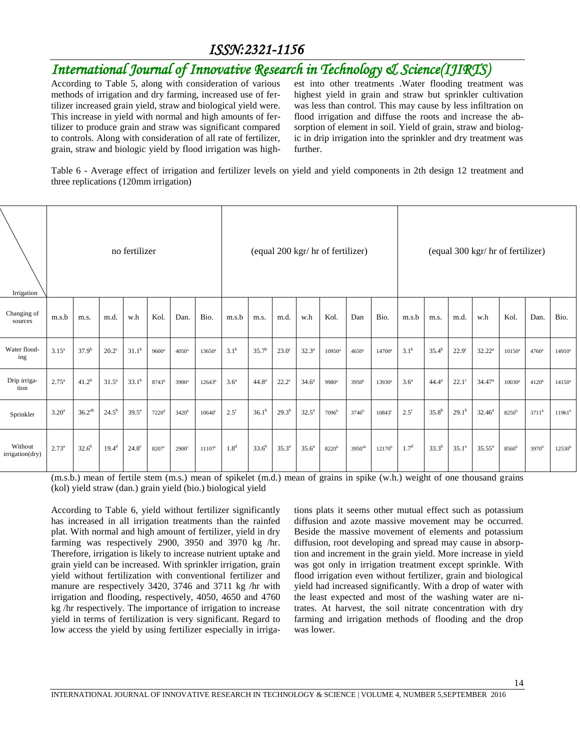According to Table 5, along with consideration of various methods of irrigation and dry farming, increased use of fertilizer increased grain yield, straw and biological yield were. This increase in yield with normal and high amounts of fertilizer to produce grain and straw was significant compared to controls. Along with consideration of all rate of fertilizer, grain, straw and biologic yield by flood irrigation was highest into other treatments .Water flooding treatment was highest yield in grain and straw but sprinkler cultivation was less than control. This may cause by less infiltration on flood irrigation and diffuse the roots and increase the absorption of element in soil. Yield of grain, straw and biologic in drip irrigation into the sprinkler and dry treatment was further.

Table 6 - Average effect of irrigation and fertilizer levels on yield and yield components in 2th design 12 treatment and three replications (120mm irrigation)

| Irrigation | no fertilizer | | | | | | | (equal 200 kgr/ hr of fertilizer) | | | | | | | (equal 300 kgr/ hr of fertilizer) | | | | | | |
|---|---|---|---|---|---|---|---|---|---|---|---|---|---|---|---|---|---|---|---|---|---|
| Changing of sources | m.s.b | m.s. | m.d. | w.h | Kol. | Dan. | Bio. | m.s.b | m.s. | m.d. | w.h | Kol. | Dan | Bio. | m.s.b | m.s. | m.d. | w.h | Kol. | Dan. | Bio. |
| Water flooding | $3.15^{a}$ | $37.9^{b}$ | $20.2^{c}$ | $31.1^{b}$ | $9600^{a}$ | $4050^{a}$ | $13650^{a}$ | $3.1^{b}$ | $35.7^{b}$ | $23.0^{c}$ | $32.3^{a}$ | $10950^{a}$ | $4650^{a}$ | $14700^{a}$ | $3.1^{b}$ | $35.4^{b}$ | $22.9^{c}$ | $32.22^{a}$ | $10150^{a}$ | $4760^{a}$ | $14910^{a}$ |
| Drip irrigation | $2.75^{a}$ | $41.2^{b}$ | $31.5^{a}$ | $33.1^{b}$ | $8743^{b}$ | $3900^{a}$ | $12643^{b}$ | $3.6^{a}$ | $44.8^{a}$ | $22.2^{c}$ | $34.6^{a}$ | $9980^{a}$ | $3950^{b}$ | $13930^{a}$ | $3.6^{a}$ | $44.4^{a}$ | $22.1^{c}$ | $34.47^{a}$ | $10030^{a}$ | $4120^{b}$ | $14150^{a}$ |
| Sprinkler | $3.20^{a}$ | $36.2^{ab}$ | $24.5^{b}$ | $39.5^{a}$ | $7220^{d}$ | $3420^{b}$ | $10640^{c}$ | $2.5^{c}$ | $36.1^{b}$ | $29.3^{b}$ | $32.5^{a}$ | $7096^{b}$ | $3746^{b}$ | $10843^{c}$ | $2.5^{c}$ | $35.8^{b}$ | $29.1^{b}$ | $32.46^{a}$ | $8250^{b}$ | $3711^{b}$ | $11961^{b}$ |
| Without irrigation(dry) | $2.73^{a}$ | $32.6^{b}$ | $19.4^{d}$ | $24.8^{c}$ | $8207^{c}$ | $2900^{c}$ | $11107^{c}$ | $1.8^{d}$ | $33.6^{b}$ | $35.3^{a}$ | $35.6^{a}$ | $8220^{b}$ | $3950^{ab}$ | $12170^{b}$ | $1.7^{d}$ | $33.3^{b}$ | $35.1^{a}$ | $35.55^{a}$ | $8560^{b}$ | $3970^{b}$ | $12530^{b}$ |

(m.s.b.) mean of fertile stem (m.s.) mean of spikelet (m.d.) mean of grains in spike (w.h.) weight of one thousand grains (kol) yield straw (dan.) grain yield (bio.) biological yield

According to Table 6, yield without fertilizer significantly has increased in all irrigation treatments than the rainfed plat. With normal and high amount of fertilizer, yield in dry farming was respectively 2900, 3950 and 3970 kg /hr. Therefore, irrigation is likely to increase nutrient uptake and grain yield can be increased. With sprinkler irrigation, grain yield without fertilization with conventional fertilizer and manure are respectively 3420, 3746 and 3711 kg /hr with irrigation and flooding, respectively, 4050, 4650 and 4760 kg /hr respectively. The importance of irrigation to increase yield in terms of fertilization is very significant. Regard to low access the yield by using fertilizer especially in irrigations plats it seems other mutual effect such as potassium diffusion and azote massive movement may be occurred. Beside the massive movement of elements and potassium diffusion, root developing and spread may cause in absorption and increment in the grain yield. More increase in yield was got only in irrigation treatment except sprinkle. With flood irrigation even without fertilizer, grain and biological yield had increased significantly. With a drop of water with the least expected and most of the washing water are nitrates. At harvest, the soil nitrate concentration with dry farming and irrigation methods of flooding and the drop was lower.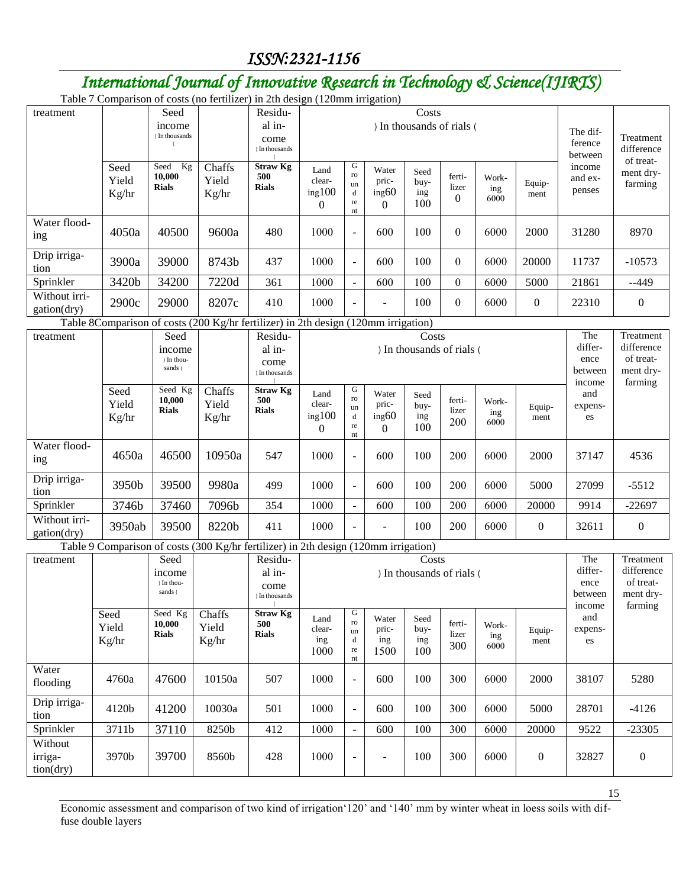Table 7 Comparison of costs (no fertilizer) in 2th design (120mm irrigation)

| treatment | | Seed income ) In thousands ( | | Residual income ) In thousands ( | Costs ) In thousands of rials ( | | | | | | | The difference between income and expenses | Treatment difference of treatment dry-farming |
|---|---|---|---|---|---|---|---|---|---|---|---|---|---|
| | Seed Yield Kg/hr | **Seed Kg 10,000 Rials** | Chaffs Yield Kg/hr | **Straw Kg 500 Rials** | Land clearing1000 | Ground rent | Water pricing600 | Seed buying 100 | fertilizer 0 | Working 6000 | Equipment | | |
| Water flooding | 4050a | 40500 | 9600a | 480 | 1000 | - | 600 | 100 | 0 | 6000 | 2000 | 31280 | 8970 |
| Drip irrigation | 3900a | 39000 | 8743b | 437 | 1000 | - | 600 | 100 | 0 | 6000 | 20000 | 11737 | -10573 |
| Sprinkler | 3420b | 34200 | 7220d | 361 | 1000 | - | 600 | 100 | 0 | 6000 | 5000 | 21861 | --449 |
| Without irrigation(dry) | 2900c | 29000 | 8207c | 410 | 1000 | - | - | 100 | 0 | 6000 | 0 | 22310 | 0 |

Table 8Comparison of costs (200 Kg/hr fertilizer) in 2th design (120mm irrigation)

| treatment | | Seed income ) In thousands ( | | Residual income ) In thousands ( | Costs ) In thousands of rials ( | | | | | | | The difference between income and expenses | Treatment difference of treatment dry-farming |
|---|---|---|---|---|---|---|---|---|---|---|---|---|---|
| | Seed Yield Kg/hr | **Seed Kg 10,000 Rials** | Chaffs Yield Kg/hr | **Straw Kg 500 Rials** | Land clearing1000 | Ground rent | Water pricing600 | Seed buying 100 | fertilizer 200 | Working 6000 | Equipment | | |
| Water flooding | 4650a | 46500 | 10950a | 547 | 1000 | - | 600 | 100 | 200 | 6000 | 2000 | 37147 | 4536 |
| Drip irrigation | 3950b | 39500 | 9980a | 499 | 1000 | - | 600 | 100 | 200 | 6000 | 5000 | 27099 | -5512 |
| Sprinkler | 3746b | 37460 | 7096b | 354 | 1000 | - | 600 | 100 | 200 | 6000 | 20000 | 9914 | -22697 |
| Without irrigation(dry) | 3950ab | 39500 | 8220b | 411 | 1000 | - | - | 100 | 200 | 6000 | 0 | 32611 | 0 |

Table 9 Comparison of costs (300 Kg/hr fertilizer) in 2th design (120mm irrigation)

| treatment | | Seed income ) In thousands ( | | Residual income ) In thousands ( | Costs ) In thousands of rials ( | | | | | | | The difference between income and expenses | Treatment difference of treatment dry-farming |
|---|---|---|---|---|---|---|---|---|---|---|---|---|---|
| | Seed Yield Kg/hr | **Seed Kg 10,000 Rials** | Chaffs Yield Kg/hr | **Straw Kg 500 Rials** | Land clearing 1000 | Ground rent | Water pricing 1500 | Seed buying 100 | fertilizer 300 | Working 6000 | Equipment | | |
| Water flooding | 4760a | 47600 | 10150a | 507 | 1000 | - | 600 | 100 | 300 | 6000 | 2000 | 38107 | 5280 |
| Drip irrigation | 4120b | 41200 | 10030a | 501 | 1000 | - | 600 | 100 | 300 | 6000 | 5000 | 28701 | -4126 |
| Sprinkler | 3711b | 37110 | 8250b | 412 | 1000 | - | 600 | 100 | 300 | 6000 | 20000 | 9522 | -23305 |
| Without irrigation(dry) | 3970b | 39700 | 8560b | 428 | 1000 | - | - | 100 | 300 | 6000 | 0 | 32827 | 0 |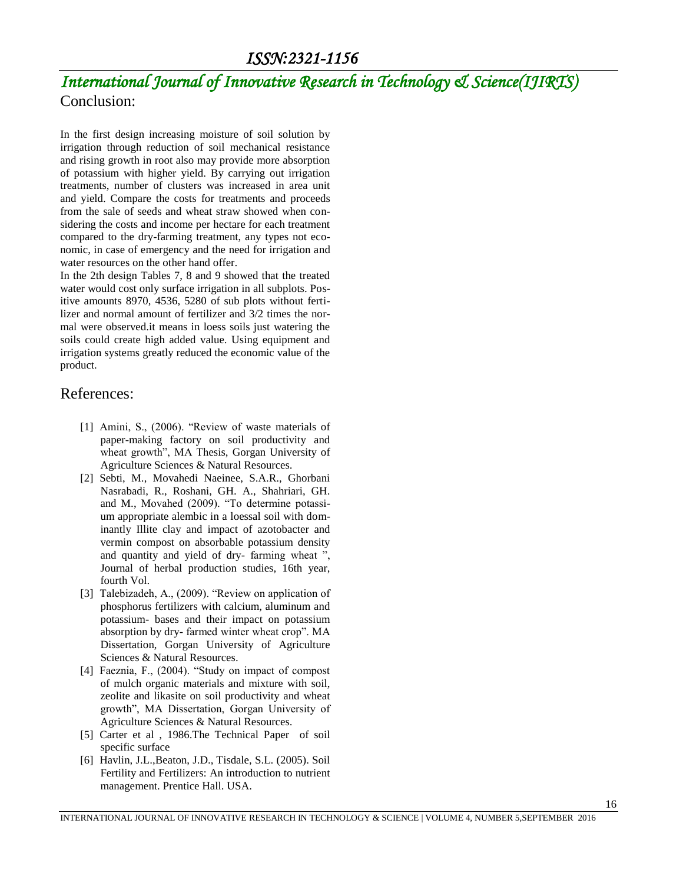## Conclusion:

In the first design increasing moisture of soil solution by irrigation through reduction of soil mechanical resistance and rising growth in root also may provide more absorption of potassium with higher yield. By carrying out irrigation treatments, number of clusters was increased in area unit and yield. Compare the costs for treatments and proceeds from the sale of seeds and wheat straw showed when considering the costs and income per hectare for each treatment compared to the dry-farming treatment, any types not economic, in case of emergency and the need for irrigation and water resources on the other hand offer.

In the 2th design Tables 7, 8 and 9 showed that the treated water would cost only surface irrigation in all subplots. Positive amounts 8970, 4536, 5280 of sub plots without fertilizer and normal amount of fertilizer and 3/2 times the normal were observed.it means in loess soils just watering the soils could create high added value. Using equipment and irrigation systems greatly reduced the economic value of the product.

## References:

[1] Amini, S., (2006). "Review of waste materials of paper-making factory on soil productivity and wheat growth", MA Thesis, Gorgan University of Agriculture Sciences & Natural Resources.

[2] Sebti, M., Movahedi Naeinee, S.A.R., Ghorbani Nasrabadi, R., Roshani, GH. A., Shahriari, GH. and M., Movahed (2009). "To determine potassium appropriate alembic in a loessal soil with dominantly Illite clay and impact of azotobacter and vermin compost on absorbable potassium density and quantity and yield of dry- farming wheat ", Journal of herbal production studies, 16th year, fourth Vol.

[3] Talebizadeh, A., (2009). "Review on application of phosphorus fertilizers with calcium, aluminum and potassium- bases and their impact on potassium absorption by dry- farmed winter wheat crop". MA Dissertation, Gorgan University of Agriculture Sciences & Natural Resources.

[4] Faeznia, F., (2004). "Study on impact of compost of mulch organic materials and mixture with soil, zeolite and likasite on soil productivity and wheat growth", MA Dissertation, Gorgan University of Agriculture Sciences & Natural Resources.

[5] Carter et al , 1986.The Technical Paper of soil specific surface

[6] Havlin, J.L.,Beaton, J.D., Tisdale, S.L. (2005). Soil Fertility and Fertilizers: An introduction to nutrient management. Prentice Hall. USA.